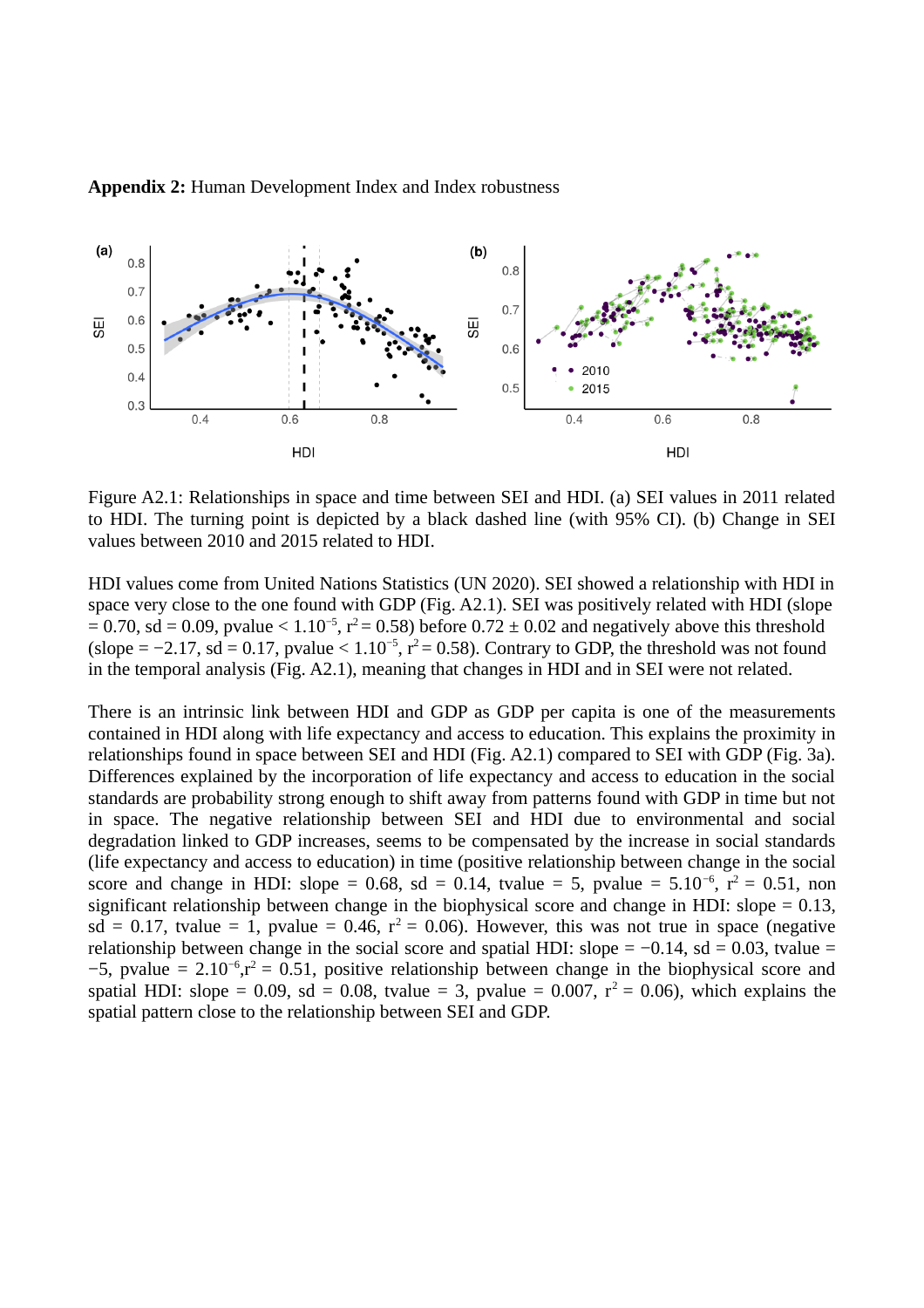**Appendix 2:** Human Development Index and Index robustness

Figure A2.1: Relationships in space and time between SEI and HDI. (a) SEI values in 2011 related to HDI. The turning point is depicted by a black dashed line (with 95% CI). (b) Change in SEI values between 2010 and 2015 related to HDI.

HDI values come from United Nations Statistics (UN 2020). SEI showed a relationship with HDI in space very close to the one found with GDP (Fig. A2.1). SEI was positively related with HDI (slope = 0.70, sd = 0.09, pvalue < $1.10^{-5}$, $r^2 = 0.58$) before 0.72 ± 0.02 and negatively above this threshold (slope = −2.17, sd = 0.17, pvalue < $1.10^{-5}$, $r^2 = 0.58$). Contrary to GDP, the threshold was not found in the temporal analysis (Fig. A2.1), meaning that changes in HDI and in SEI were not related.

There is an intrinsic link between HDI and GDP as GDP per capita is one of the measurements contained in HDI along with life expectancy and access to education. This explains the proximity in relationships found in space between SEI and HDI (Fig. A2.1) compared to SEI with GDP (Fig. 3a). Differences explained by the incorporation of life expectancy and access to education in the social standards are probability strong enough to shift away from patterns found with GDP in time but not in space. The negative relationship between SEI and HDI due to environmental and social degradation linked to GDP increases, seems to be compensated by the increase in social standards (life expectancy and access to education) in time (positive relationship between change in the social score and change in HDI: slope = 0.68, sd = 0.14, tvalue = 5, pvalue = $5.10^{-6}$, $r^2 = 0.51$, non significant relationship between change in the biophysical score and change in HDI: slope = 0.13, sd = 0.17, tvalue = 1, pvalue = 0.46, $r^2 = 0.06$). However, this was not true in space (negative relationship between change in the social score and spatial HDI: slope = −0.14, sd = 0.03, tvalue = −5, pvalue = $2.10^{-6}$, $r^2 = 0.51$, positive relationship between change in the biophysical score and spatial HDI: slope = 0.09, sd = 0.08, tvalue = 3, pvalue = 0.007, $r^2 = 0.06$), which explains the spatial pattern close to the relationship between SEI and GDP.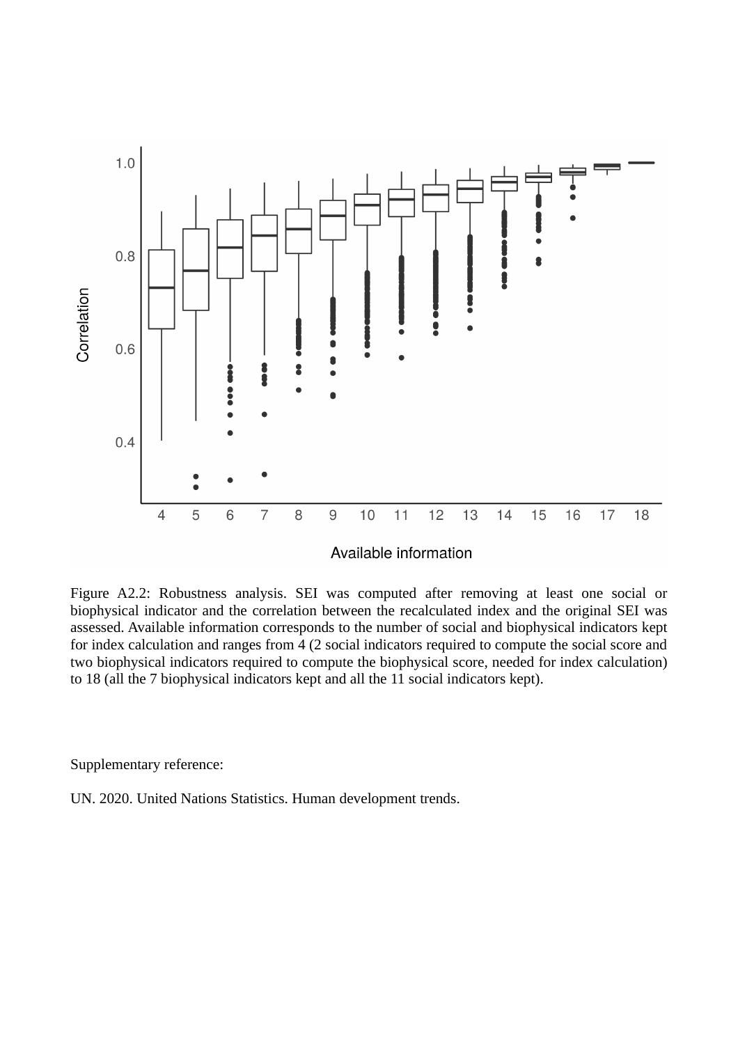1.0
0.8
0.6
0.4

Correlation

4 5 6 7 8 9 10 11 12 13 14 15 16 17 18

Available information

Figure A2.2: Robustness analysis. SEI was computed after removing at least one social or biophysical indicator and the correlation between the recalculated index and the original SEI was assessed. Available information corresponds to the number of social and biophysical indicators kept for index calculation and ranges from 4 (2 social indicators required to compute the social score and two biophysical indicators required to compute the biophysical score, needed for index calculation) to 18 (all the 7 biophysical indicators kept and all the 11 social indicators kept).

Supplementary reference:

UN. 2020. United Nations Statistics. Human development trends.